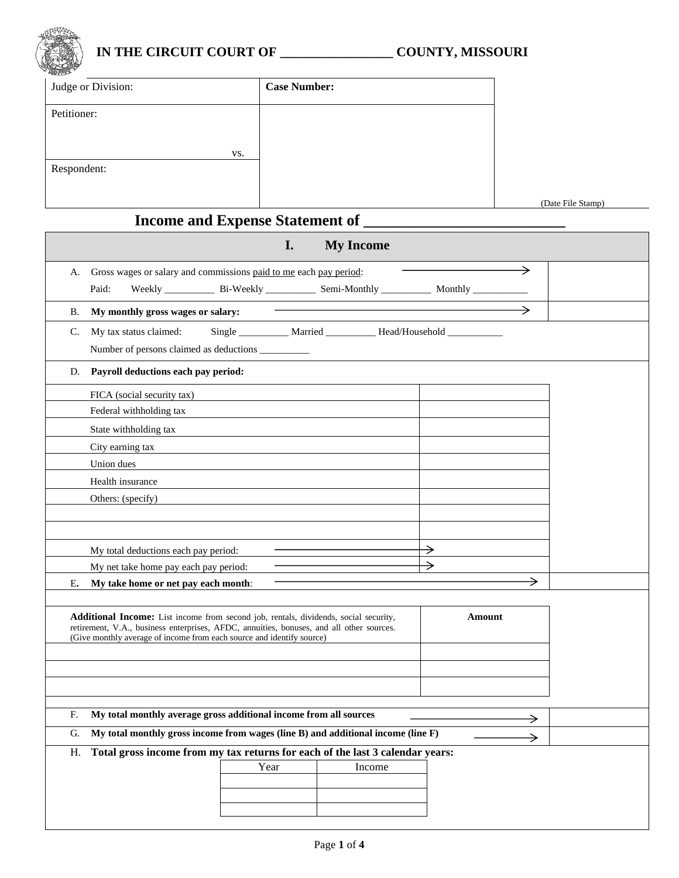# IN THE CIRCUIT COURT OF ________________ COUNTY, MISSOURI

| Judge or Division: | Case Number: |
|---|---|
| Petitioner: vs. | |
| Respondent: | |

(Date File Stamp)

## Income and Expense Statement of _________________________

### I. My Income

| | |
|---|---|
| A. Gross wages or salary and commissions paid to me each pay period: → <br> Paid: Weekly __________ Bi-Weekly __________ Semi-Monthly __________ Monthly ___________ | |
| B. **My monthly gross wages or salary:** → | |

C. My tax status claimed: Single __________ Married __________ Head/Household ___________

Number of persons claimed as deductions __________

D. **Payroll deductions each pay period:**

| | |
|---|---|
| FICA (social security tax) | |
| Federal withholding tax | |
| State withholding tax | |
| City earning tax | |
| Union dues | |
| Health insurance | |
| Others: (specify) | |
| | |
| | |
| My total deductions each pay period: → | |
| My net take home pay each pay period: → | |

| | |
|---|---|
| E. **My take home or net pay each month**: → | |

| **Additional Income:** List income from second job, rentals, dividends, social security, retirement, V.A., business enterprises, AFDC, annuities, bonuses, and all other sources. (Give monthly average of income from each source and identify source) | **Amount** |
|---|---|
| | |
| | |
| | |

| | |
|---|---|
| F. **My total monthly average gross additional income from all sources** → | |
| G. **My total monthly gross income from wages (line B) and additional income (line F)** → | |

H. **Total gross income from my tax returns for each of the last 3 calendar years:**

| Year | Income |
|---|---|
| | |
| | |
| | |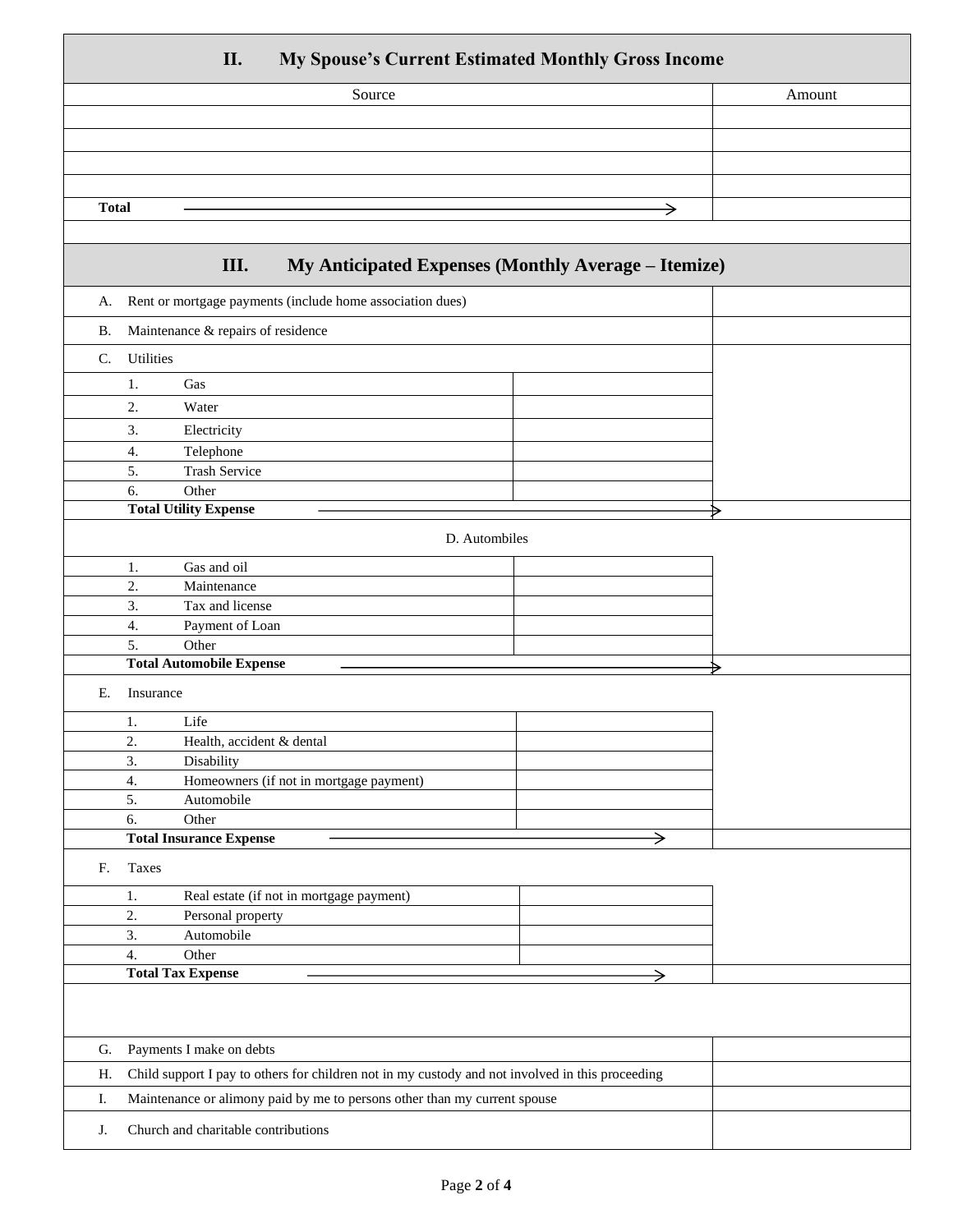## II. My Spouse's Current Estimated Monthly Gross Income

| Source | Amount |
|---|---|
| | |
| | |
| | |
| | |
| **Total** → | |

## III. My Anticipated Expenses (Monthly Average – Itemize)

| | | |
|---|---|---|
| A. Rent or mortgage payments (include home association dues) | | |
| B. Maintenance & repairs of residence | | |
| C. Utilities | | |
| 1. Gas | | |
| 2. Water | | |
| 3. Electricity | | |
| 4. Telephone | | |
| 5. Trash Service | | |
| 6. Other | | |
| **Total Utility Expense** → | | |
| D. Autombiles | | |
| 1. Gas and oil | | |
| 2. Maintenance | | |
| 3. Tax and license | | |
| 4. Payment of Loan | | |
| 5. Other | | |
| **Total Automobile Expense** → | | |
| E. Insurance | | |
| 1. Life | | |
| 2. Health, accident & dental | | |
| 3. Disability | | |
| 4. Homeowners (if not in mortgage payment) | | |
| 5. Automobile | | |
| 6. Other | | |
| **Total Insurance Expense** → | | |
| F. Taxes | | |
| 1. Real estate (if not in mortgage payment) | | |
| 2. Personal property | | |
| 3. Automobile | | |
| 4. Other | | |
| **Total Tax Expense** → | | |
| G. Payments I make on debts | | |
| H. Child support I pay to others for children not in my custody and not involved in this proceeding | | |
| I. Maintenance or alimony paid by me to persons other than my current spouse | | |
| J. Church and charitable contributions | | |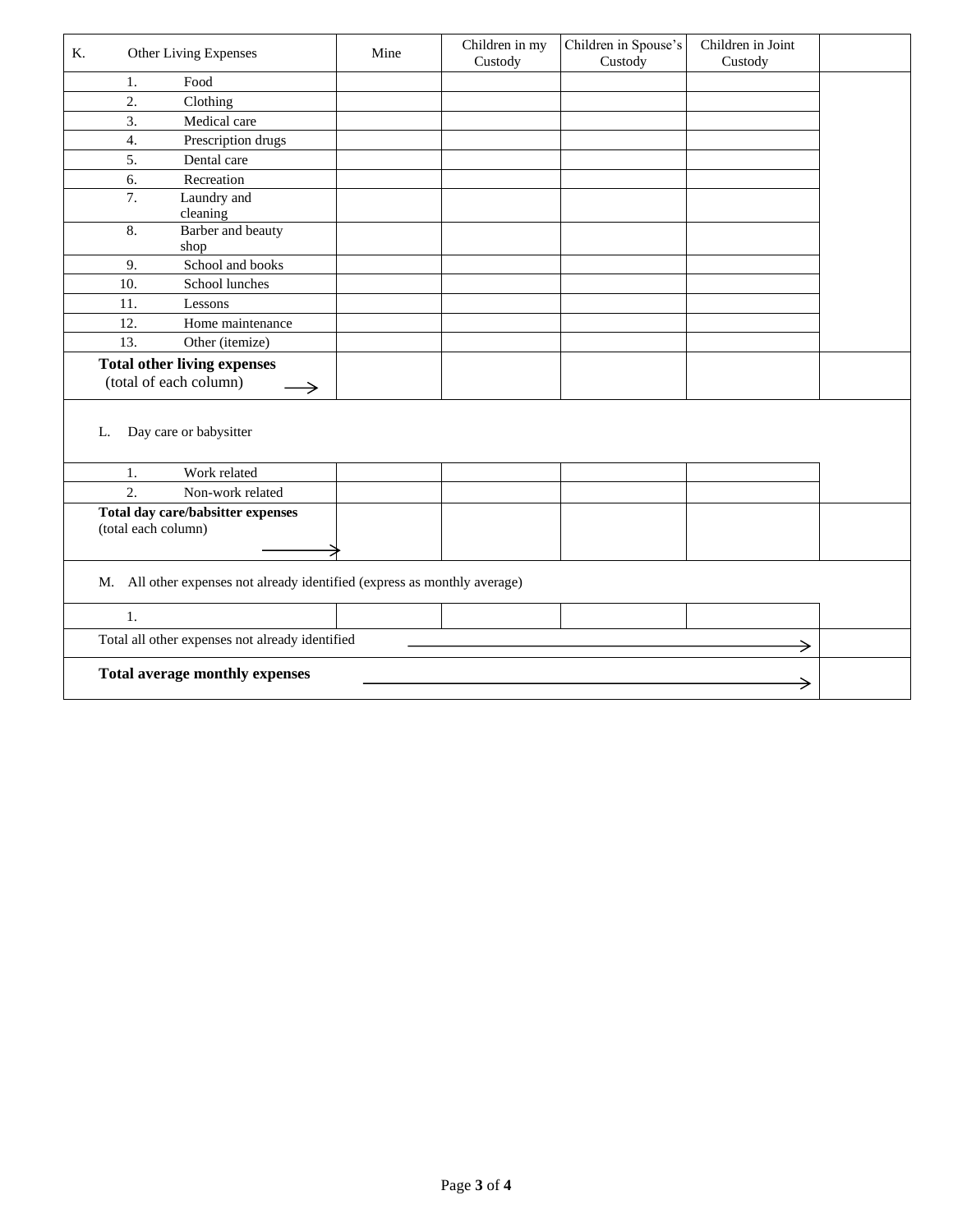| K. Other Living Expenses | Mine | Children in my Custody | Children in Spouse's Custody | Children in Joint Custody | |
|---|---|---|---|---|---|
| 1. Food | | | | | |
| 2. Clothing | | | | | |
| 3. Medical care | | | | | |
| 4. Prescription drugs | | | | | |
| 5. Dental care | | | | | |
| 6. Recreation | | | | | |
| 7. Laundry and cleaning | | | | | |
| 8. Barber and beauty shop | | | | | |
| 9. School and books | | | | | |
| 10. School lunches | | | | | |
| 11. Lessons | | | | | |
| 12. Home maintenance | | | | | |
| 13. Other (itemize) | | | | | |
| **Total other living expenses** (total of each column) → | | | | | |
| L. Day care or babysitter | | | | | |
| 1. Work related | | | | | |
| 2. Non-work related | | | | | |
| **Total day care/babsitter expenses** (total each column) → | | | | | |
| M. All other expenses not already identified (express as monthly average) | | | | | |
| 1. | | | | | |
| Total all other expenses not already identified → | | | | | |
| **Total average monthly expenses** → | | | | | |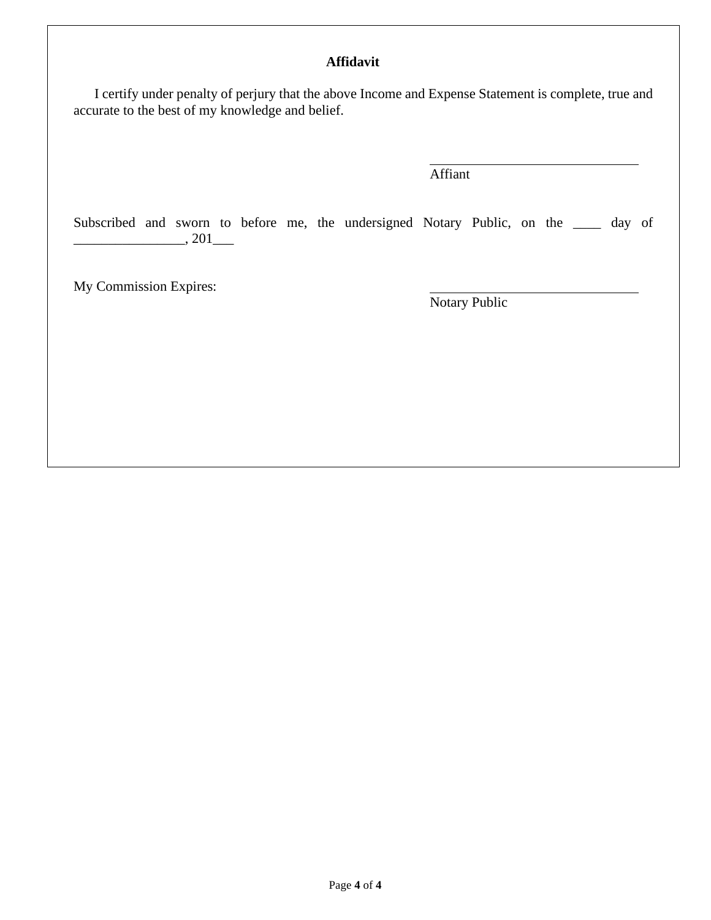**Affidavit**

I certify under penalty of perjury that the above Income and Expense Statement is complete, true and accurate to the best of my knowledge and belief.

\_\_\_\_\_\_\_\_\_\_\_\_\_\_\_\_\_\_\_\_\_\_\_\_\_\_\_\_\_\_\_\_
Affiant

Subscribed and sworn to before me, the undersigned Notary Public, on the ____ day of ________________, 201___

My Commission Expires:

\_\_\_\_\_\_\_\_\_\_\_\_\_\_\_\_\_\_\_\_\_\_\_\_\_\_\_\_\_\_\_\_
Notary Public